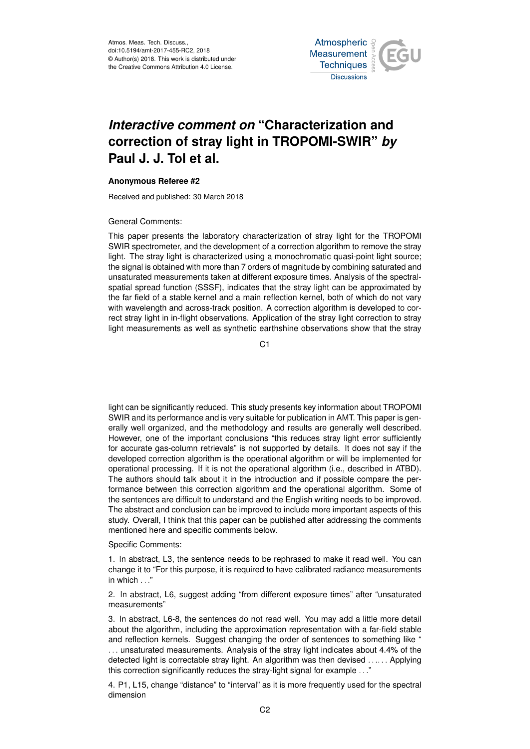Atmos. Meas. Tech. Discuss.,
doi:10.5194/amt-2017-455-RC2, 2018
© Author(s) 2018. This work is distributed under
the Creative Commons Attribution 4.0 License.

# *Interactive comment on* "Characterization and correction of stray light in TROPOMI-SWIR" *by* Paul J. J. Tol et al.

**Anonymous Referee #2**

Received and published: 30 March 2018

General Comments:

This paper presents the laboratory characterization of stray light for the TROPOMI SWIR spectrometer, and the development of a correction algorithm to remove the stray light. The stray light is characterized using a monochromatic quasi-point light source; the signal is obtained with more than 7 orders of magnitude by combining saturated and unsaturated measurements taken at different exposure times. Analysis of the spectral-spatial spread function (SSSF), indicates that the stray light can be approximated by the far field of a stable kernel and a main reflection kernel, both of which do not vary with wavelength and across-track position. A correction algorithm is developed to correct stray light in in-flight observations. Application of the stray light correction to stray light measurements as well as synthetic earthshine observations show that the stray light can be significantly reduced. This study presents key information about TROPOMI SWIR and its performance and is very suitable for publication in AMT. This paper is generally well organized, and the methodology and results are generally well described. However, one of the important conclusions "this reduces stray light error sufficiently for accurate gas-column retrievals" is not supported by details. It does not say if the developed correction algorithm is the operational algorithm or will be implemented for operational processing. If it is not the operational algorithm (i.e., described in ATBD). The authors should talk about it in the introduction and if possible compare the performance between this correction algorithm and the operational algorithm. Some of the sentences are difficult to understand and the English writing needs to be improved. The abstract and conclusion can be improved to include more important aspects of this study. Overall, I think that this paper can be published after addressing the comments mentioned here and specific comments below.

Specific Comments:

1. In abstract, L3, the sentence needs to be rephrased to make it read well. You can change it to "For this purpose, it is required to have calibrated radiance measurements in which . . ."

2. In abstract, L6, suggest adding "from different exposure times" after "unsaturated measurements"

3. In abstract, L6-8, the sentences do not read well. You may add a little more detail about the algorithm, including the approximation representation with a far-field stable and reflection kernels. Suggest changing the order of sentences to something like " . . . unsaturated measurements. Analysis of the stray light indicates about 4.4% of the detected light is correctable stray light. An algorithm was then devised . . . . . . Applying this correction significantly reduces the stray-light signal for example . . ."

4. P1, L15, change "distance" to "interval" as it is more frequently used for the spectral dimension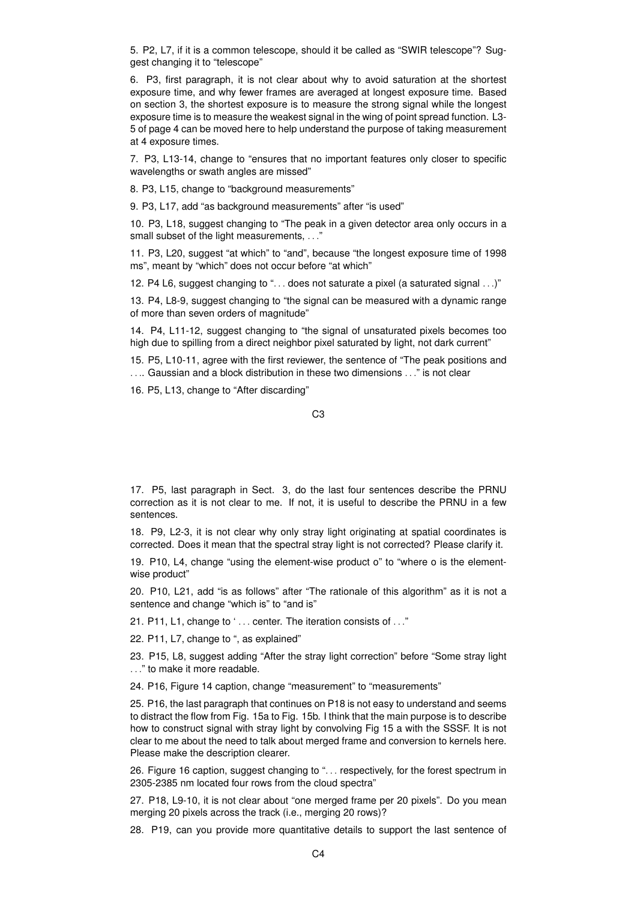5. P2, L7, if it is a common telescope, should it be called as "SWIR telescope"? Suggest changing it to "telescope"

6. P3, first paragraph, it is not clear about why to avoid saturation at the shortest exposure time, and why fewer frames are averaged at longest exposure time. Based on section 3, the shortest exposure is to measure the strong signal while the longest exposure time is to measure the weakest signal in the wing of point spread function. L3-5 of page 4 can be moved here to help understand the purpose of taking measurement at 4 exposure times.

7. P3, L13-14, change to "ensures that no important features only closer to specific wavelengths or swath angles are missed"

8. P3, L15, change to "background measurements"

9. P3, L17, add "as background measurements" after "is used"

10. P3, L18, suggest changing to "The peak in a given detector area only occurs in a small subset of the light measurements, . . ."

11. P3, L20, suggest "at which" to "and", because "the longest exposure time of 1998 ms", meant by "which" does not occur before "at which"

12. P4 L6, suggest changing to ". . . does not saturate a pixel (a saturated signal . . .)"

13. P4, L8-9, suggest changing to "the signal can be measured with a dynamic range of more than seven orders of magnitude"

14. P4, L11-12, suggest changing to "the signal of unsaturated pixels becomes too high due to spilling from a direct neighbor pixel saturated by light, not dark current"

15. P5, L10-11, agree with the first reviewer, the sentence of "The peak positions and . . .. Gaussian and a block distribution in these two dimensions . . ." is not clear

16. P5, L13, change to "After discarding"

17. P5, last paragraph in Sect. 3, do the last four sentences describe the PRNU correction as it is not clear to me. If not, it is useful to describe the PRNU in a few sentences.

18. P9, L2-3, it is not clear why only stray light originating at spatial coordinates is corrected. Does it mean that the spectral stray light is not corrected? Please clarify it.

19. P10, L4, change "using the element-wise product o" to "where o is the element-wise product"

20. P10, L21, add "is as follows" after "The rationale of this algorithm" as it is not a sentence and change "which is" to "and is"

21. P11, L1, change to ' . . . center. The iteration consists of . . ."

22. P11, L7, change to ", as explained"

23. P15, L8, suggest adding "After the stray light correction" before "Some stray light . . ." to make it more readable.

24. P16, Figure 14 caption, change "measurement" to "measurements"

25. P16, the last paragraph that continues on P18 is not easy to understand and seems to distract the flow from Fig. 15a to Fig. 15b. I think that the main purpose is to describe how to construct signal with stray light by convolving Fig 15 a with the SSSF. It is not clear to me about the need to talk about merged frame and conversion to kernels here. Please make the description clearer.

26. Figure 16 caption, suggest changing to ". . . respectively, for the forest spectrum in 2305-2385 nm located four rows from the cloud spectra"

27. P18, L9-10, it is not clear about "one merged frame per 20 pixels". Do you mean merging 20 pixels across the track (i.e., merging 20 rows)?

28. P19, can you provide more quantitative details to support the last sentence of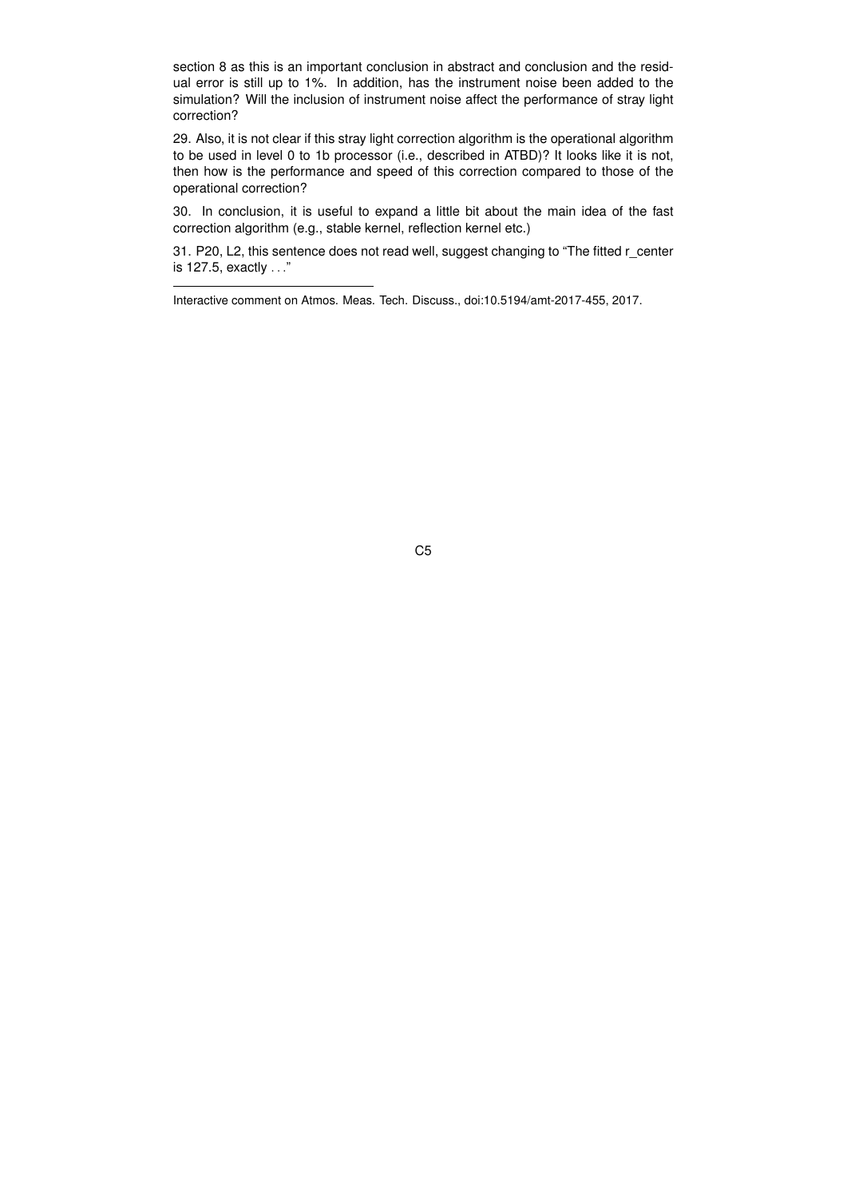section 8 as this is an important conclusion in abstract and conclusion and the residual error is still up to 1%. In addition, has the instrument noise been added to the simulation? Will the inclusion of instrument noise affect the performance of stray light correction?

29. Also, it is not clear if this stray light correction algorithm is the operational algorithm to be used in level 0 to 1b processor (i.e., described in ATBD)? It looks like it is not, then how is the performance and speed of this correction compared to those of the operational correction?

30. In conclusion, it is useful to expand a little bit about the main idea of the fast correction algorithm (e.g., stable kernel, reflection kernel etc.)

31. P20, L2, this sentence does not read well, suggest changing to "The fitted $r_{center}$ is 127.5, exactly . . ."

---

Interactive comment on Atmos. Meas. Tech. Discuss., doi:10.5194/amt-2017-455, 2017.